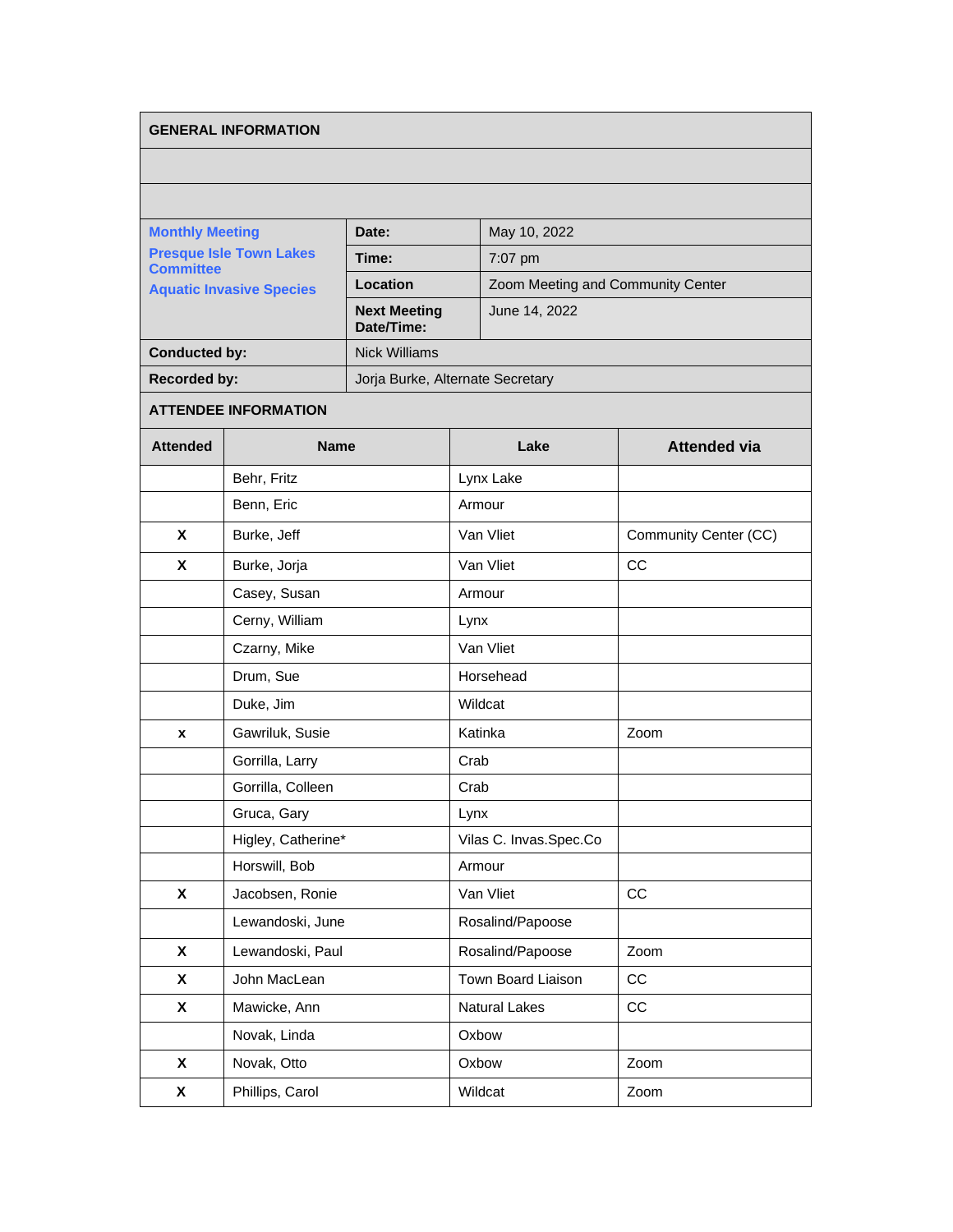## GENERAL INFORMATION

| **Monthly Meeting**<br>**Presque Isle Town Lakes Committee**<br>**Aquatic Invasive Species** | | |
|---|---|---|
| | **Date:** | May 10, 2022 |
| | **Time:** | 7:07 pm |
| | **Location** | Zoom Meeting and Community Center |
| | **Next Meeting Date/Time:** | June 14, 2022 |
| **Conducted by:** | Nick Williams | |
| **Recorded by:** | Jorja Burke, Alternate Secretary | |

## ATTENDEE INFORMATION

| Attended | Name | Lake | Attended via |
|---|---|---|---|
| | Behr, Fritz | Lynx Lake | |
| | Benn, Eric | Armour | |
| X | Burke, Jeff | Van Vliet | Community Center (CC) |
| X | Burke, Jorja | Van Vliet | CC |
| | Casey, Susan | Armour | |
| | Cerny, William | Lynx | |
| | Czarny, Mike | Van Vliet | |
| | Drum, Sue | Horsehead | |
| | Duke, Jim | Wildcat | |
| x | Gawriluk, Susie | Katinka | Zoom |
| | Gorrilla, Larry | Crab | |
| | Gorrilla, Colleen | Crab | |
| | Gruca, Gary | Lynx | |
| | Higley, Catherine* | Vilas C. Invas.Spec.Co | |
| | Horswill, Bob | Armour | |
| X | Jacobsen, Ronie | Van Vliet | CC |
| | Lewandoski, June | Rosalind/Papoose | |
| X | Lewandoski, Paul | Rosalind/Papoose | Zoom |
| X | John MacLean | Town Board Liaison | CC |
| X | Mawicke, Ann | Natural Lakes | CC |
| | Novak, Linda | Oxbow | |
| X | Novak, Otto | Oxbow | Zoom |
| X | Phillips, Carol | Wildcat | Zoom |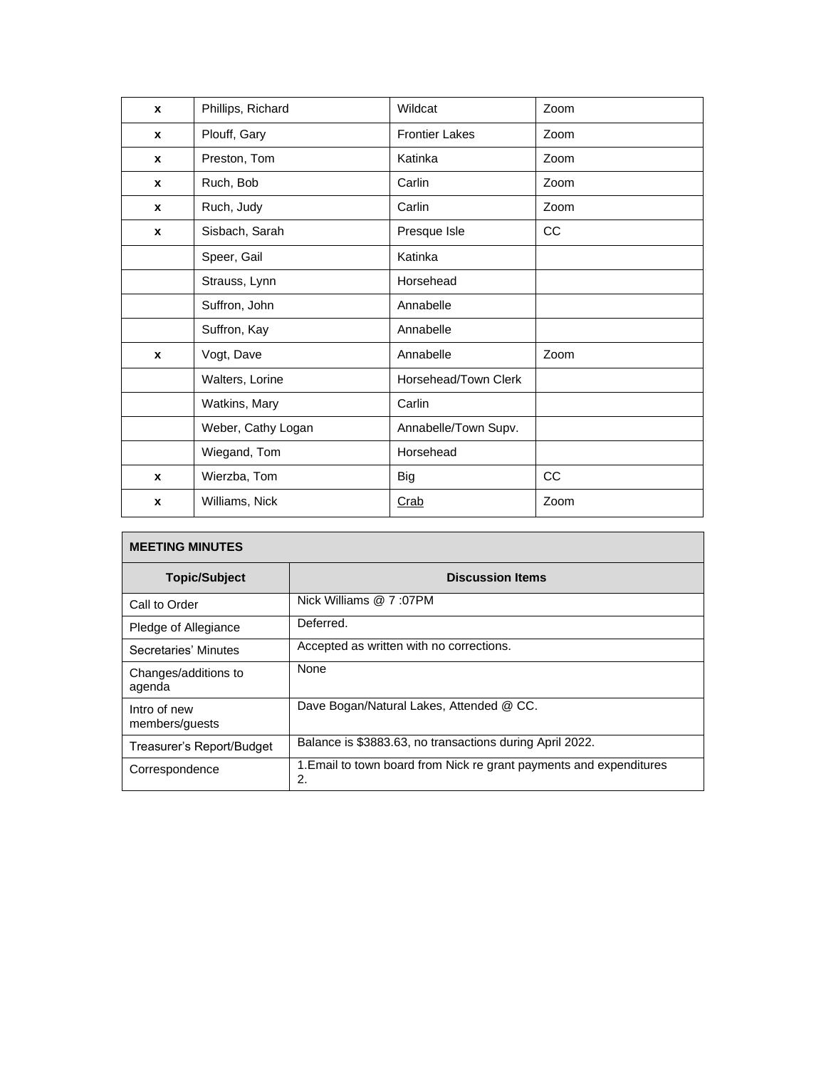| | | | |
|---|---|---|---|
| x | Phillips, Richard | Wildcat | Zoom |
| x | Plouff, Gary | Frontier Lakes | Zoom |
| x | Preston, Tom | Katinka | Zoom |
| x | Ruch, Bob | Carlin | Zoom |
| x | Ruch, Judy | Carlin | Zoom |
| x | Sisbach, Sarah | Presque Isle | CC |
| | Speer, Gail | Katinka | |
| | Strauss, Lynn | Horsehead | |
| | Suffron, John | Annabelle | |
| | Suffron, Kay | Annabelle | |
| x | Vogt, Dave | Annabelle | Zoom |
| | Walters, Lorine | Horsehead/Town Clerk | |
| | Watkins, Mary | Carlin | |
| | Weber, Cathy Logan | Annabelle/Town Supv. | |
| | Wiegand, Tom | Horsehead | |
| x | Wierzba, Tom | Big | CC |
| x | Williams, Nick | Crab | Zoom |

| **MEETING MINUTES** | |
|---|---|
| **Topic/Subject** | **Discussion Items** |
| Call to Order | Nick Williams @ 7 :07PM |
| Pledge of Allegiance | Deferred. |
| Secretaries' Minutes | Accepted as written with no corrections. |
| Changes/additions to agenda | None |
| Intro of new members/guests | Dave Bogan/Natural Lakes, Attended @ CC. |
| Treasurer's Report/Budget | Balance is $3883.63, no transactions during April 2022. |
| Correspondence | 1.Email to town board from Nick re grant payments and expenditures<br>2. |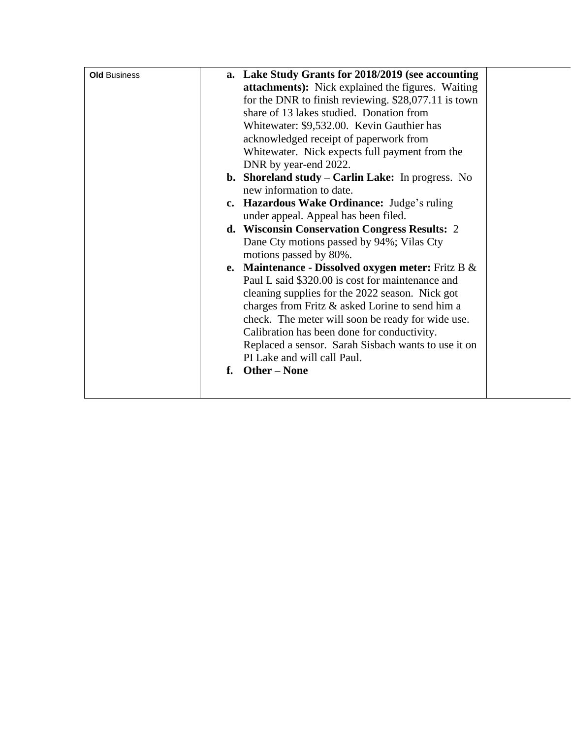| **Old** Business | a. **Lake Study Grants for 2018/2019 (see accounting attachments):** Nick explained the figures. Waiting for the DNR to finish reviewing. $28,077.11 is town share of 13 lakes studied. Donation from Whitewater: $9,532.00. Kevin Gauthier has acknowledged receipt of paperwork from Whitewater. Nick expects full payment from the DNR by year-end 2022.<br>b. **Shoreland study – Carlin Lake:** In progress. No new information to date.<br>c. **Hazardous Wake Ordinance:** Judge's ruling under appeal. Appeal has been filed.<br>d. **Wisconsin Conservation Congress Results:** 2 Dane Cty motions passed by 94%; Vilas Cty motions passed by 80%.<br>e. **Maintenance - Dissolved oxygen meter:** Fritz B & Paul L said $320.00 is cost for maintenance and cleaning supplies for the 2022 season. Nick got charges from Fritz & asked Lorine to send him a check. The meter will soon be ready for wide use. Calibration has been done for conductivity. Replaced a sensor. Sarah Sisbach wants to use it on PI Lake and will call Paul.<br>f. **Other – None** | |
|---|---|---|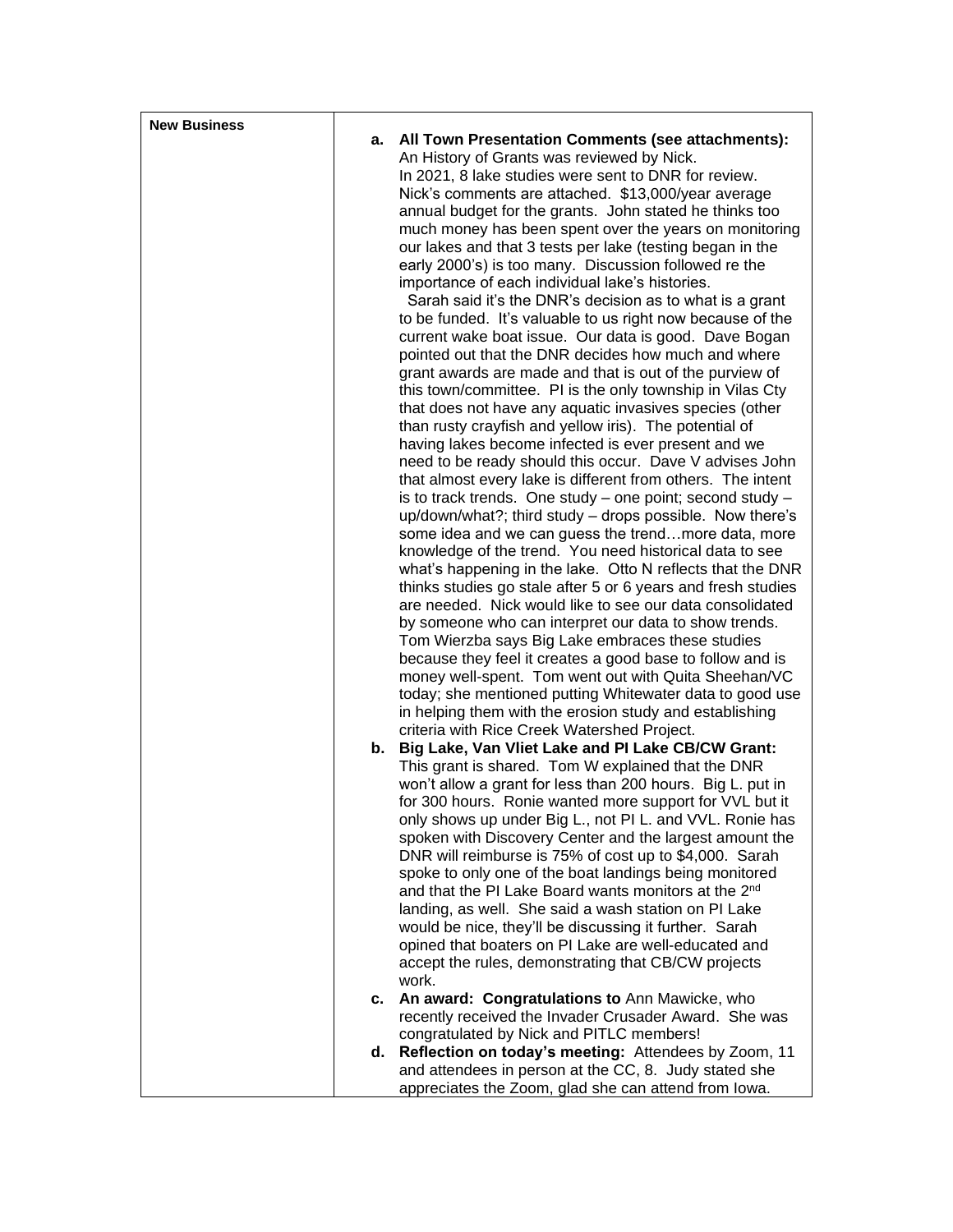| New Business | **a. All Town Presentation Comments (see attachments):** An History of Grants was reviewed by Nick. In 2021, 8 lake studies were sent to DNR for review. Nick's comments are attached. $13,000/year average annual budget for the grants. John stated he thinks too much money has been spent over the years on monitoring our lakes and that 3 tests per lake (testing began in the early 2000's) is too many. Discussion followed re the importance of each individual lake's histories. Sarah said it's the DNR's decision as to what is a grant to be funded. It's valuable to us right now because of the current wake boat issue. Our data is good. Dave Bogan pointed out that the DNR decides how much and where grant awards are made and that is out of the purview of this town/committee. PI is the only township in Vilas Cty that does not have any aquatic invasives species (other than rusty crayfish and yellow iris). The potential of having lakes become infected is ever present and we need to be ready should this occur. Dave V advises John that almost every lake is different from others. The intent is to track trends. One study – one point; second study – up/down/what?; third study – drops possible. Now there's some idea and we can guess the trend…more data, more knowledge of the trend. You need historical data to see what's happening in the lake. Otto N reflects that the DNR thinks studies go stale after 5 or 6 years and fresh studies are needed. Nick would like to see our data consolidated by someone who can interpret our data to show trends. Tom Wierzba says Big Lake embraces these studies because they feel it creates a good base to follow and is money well-spent. Tom went out with Quita Sheehan/VC today; she mentioned putting Whitewater data to good use in helping them with the erosion study and establishing criteria with Rice Creek Watershed Project.<br>**b. Big Lake, Van Vliet Lake and PI Lake CB/CW Grant:** This grant is shared. Tom W explained that the DNR won't allow a grant for less than 200 hours. Big L. put in for 300 hours. Ronie wanted more support for VVL but it only shows up under Big L., not PI L. and VVL. Ronie has spoken with Discovery Center and the largest amount the DNR will reimburse is 75% of cost up to $4,000. Sarah spoke to only one of the boat landings being monitored and that the PI Lake Board wants monitors at the 2nd landing, as well. She said a wash station on PI Lake would be nice, they'll be discussing it further. Sarah opined that boaters on PI Lake are well-educated and accept the rules, demonstrating that CB/CW projects work.<br>**c. An award: Congratulations to** Ann Mawicke, who recently received the Invader Crusader Award. She was congratulated by Nick and PITLC members!<br>**d. Reflection on today's meeting:** Attendees by Zoom, 11 and attendees in person at the CC, 8. Judy stated she appreciates the Zoom, glad she can attend from Iowa. |
|---|---|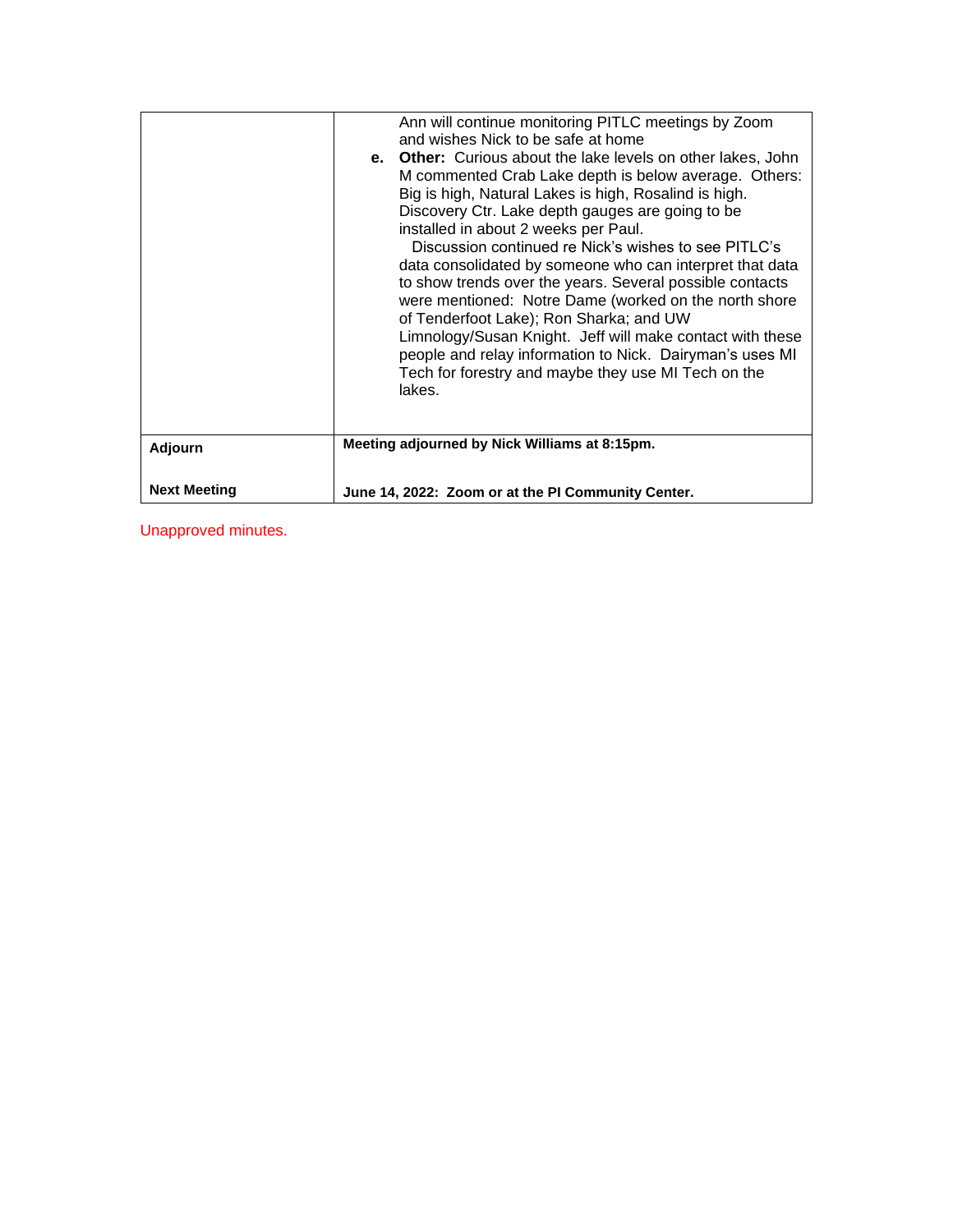| | |
|---|---|
| | Ann will continue monitoring PITLC meetings by Zoom and wishes Nick to be safe at home<br>**e. Other:** Curious about the lake levels on other lakes, John M commented Crab Lake depth is below average. Others: Big is high, Natural Lakes is high, Rosalind is high. Discovery Ctr. Lake depth gauges are going to be installed in about 2 weeks per Paul.<br>Discussion continued re Nick's wishes to see PITLC's data consolidated by someone who can interpret that data to show trends over the years. Several possible contacts were mentioned: Notre Dame (worked on the north shore of Tenderfoot Lake); Ron Sharka; and UW Limnology/Susan Knight. Jeff will make contact with these people and relay information to Nick. Dairyman's uses MI Tech for forestry and maybe they use MI Tech on the lakes. |
| **Adjourn**<br><br>**Next Meeting** | **Meeting adjourned by Nick Williams at 8:15pm.**<br><br>**June 14, 2022: Zoom or at the PI Community Center.** |

Unapproved minutes.